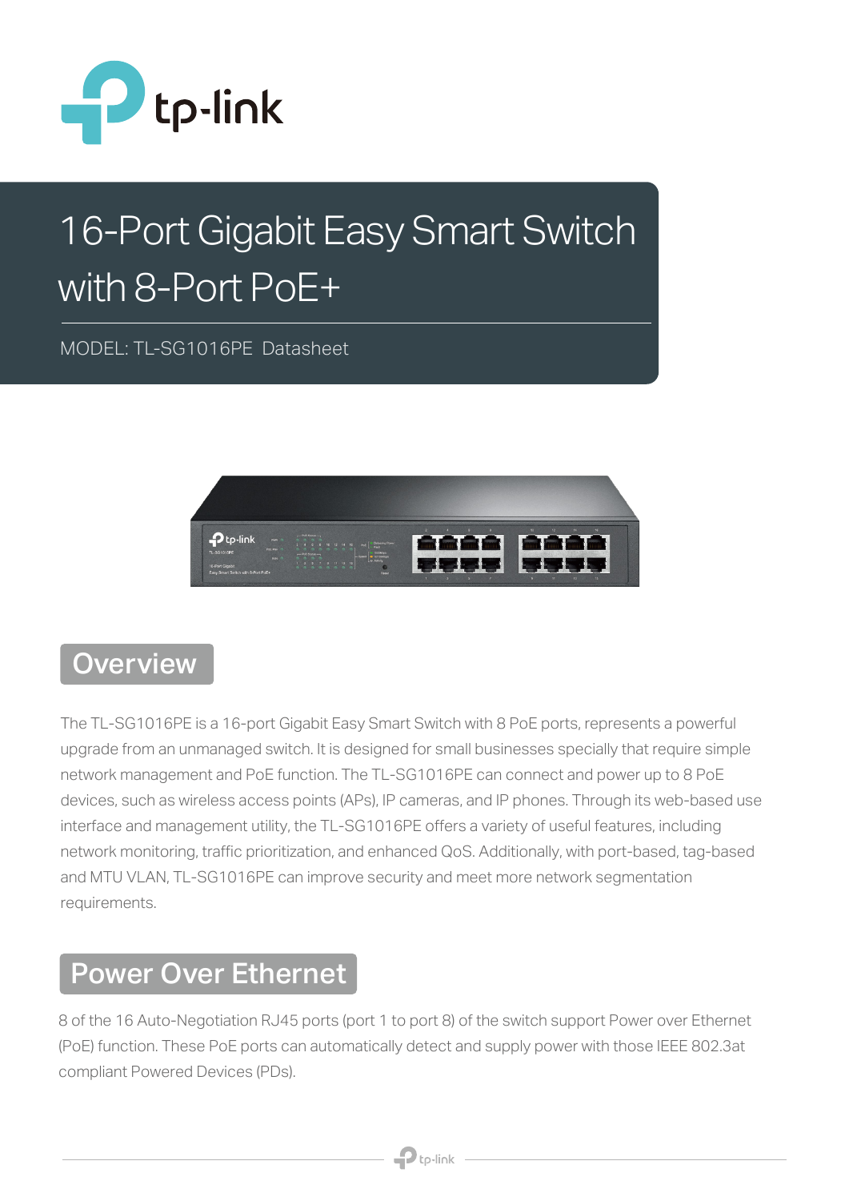# 16-Port Gigabit Easy Smart Switch with 8-Port PoE+

MODEL: TL-SG1016PE Datasheet

## Overview

The TL-SG1016PE is a 16-port Gigabit Easy Smart Switch with 8 PoE ports, represents a powerful upgrade from an unmanaged switch. It is designed for small businesses specially that require simple network management and PoE function. The TL-SG1016PE can connect and power up to 8 PoE devices, such as wireless access points (APs), IP cameras, and IP phones. Through its web-based use interface and management utility, the TL-SG1016PE offers a variety of useful features, including network monitoring, traffic prioritization, and enhanced QoS. Additionally, with port-based, tag-based and MTU VLAN, TL-SG1016PE can improve security and meet more network segmentation requirements.

## Power Over Ethernet

8 of the 16 Auto-Negotiation RJ45 ports (port 1 to port 8) of the switch support Power over Ethernet (PoE) function. These PoE ports can automatically detect and supply power with those IEEE 802.3at compliant Powered Devices (PDs).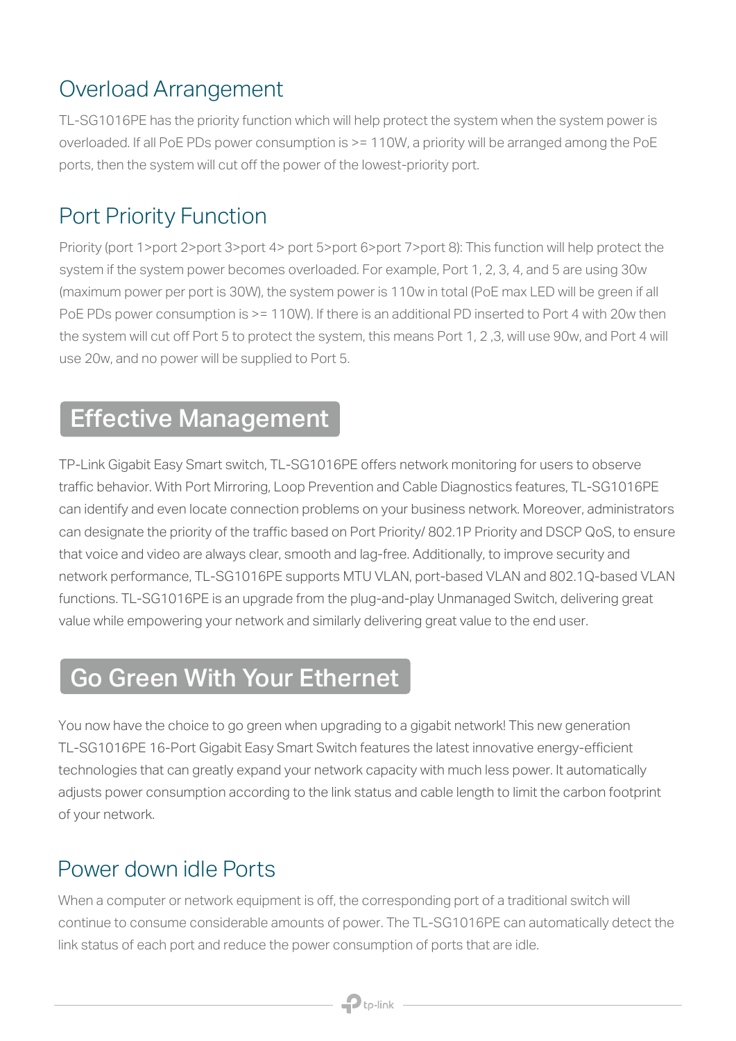## Overload Arrangement

TL-SG1016PE has the priority function which will help protect the system when the system power is overloaded. If all PoE PDs power consumption is >= 110W, a priority will be arranged among the PoE ports, then the system will cut off the power of the lowest-priority port.

## Port Priority Function

Priority (port 1>port 2>port 3>port 4> port 5>port 6>port 7>port 8): This function will help protect the system if the system power becomes overloaded. For example, Port 1, 2, 3, 4, and 5 are using 30w (maximum power per port is 30W), the system power is 110w in total (PoE max LED will be green if all PoE PDs power consumption is >= 110W). If there is an additional PD inserted to Port 4 with 20w then the system will cut off Port 5 to protect the system, this means Port 1, 2 ,3, will use 90w, and Port 4 will use 20w, and no power will be supplied to Port 5.

# Effective Management

TP-Link Gigabit Easy Smart switch, TL-SG1016PE offers network monitoring for users to observe traffic behavior. With Port Mirroring, Loop Prevention and Cable Diagnostics features, TL-SG1016PE can identify and even locate connection problems on your business network. Moreover, administrators can designate the priority of the traffic based on Port Priority/ 802.1P Priority and DSCP QoS, to ensure that voice and video are always clear, smooth and lag-free. Additionally, to improve security and network performance, TL-SG1016PE supports MTU VLAN, port-based VLAN and 802.1Q-based VLAN functions. TL-SG1016PE is an upgrade from the plug-and-play Unmanaged Switch, delivering great value while empowering your network and similarly delivering great value to the end user.

# Go Green With Your Ethernet

You now have the choice to go green when upgrading to a gigabit network! This new generation TL-SG1016PE 16-Port Gigabit Easy Smart Switch features the latest innovative energy-efficient technologies that can greatly expand your network capacity with much less power. It automatically adjusts power consumption according to the link status and cable length to limit the carbon footprint of your network.

## Power down idle Ports

When a computer or network equipment is off, the corresponding port of a traditional switch will continue to consume considerable amounts of power. The TL-SG1016PE can automatically detect the link status of each port and reduce the power consumption of ports that are idle.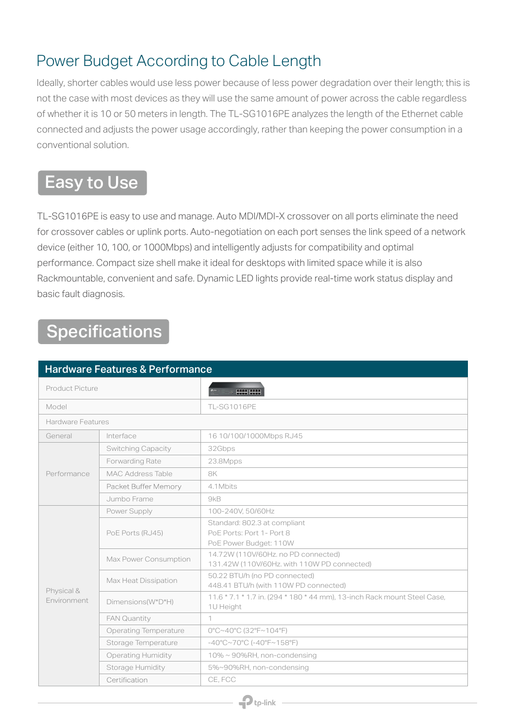## Power Budget According to Cable Length

Ideally, shorter cables would use less power because of less power degradation over their length; this is not the case with most devices as they will use the same amount of power across the cable regardless of whether it is 10 or 50 meters in length. The TL-SG1016PE analyzes the length of the Ethernet cable connected and adjusts the power usage accordingly, rather than keeping the power consumption in a conventional solution.

# Easy to Use

TL-SG1016PE is easy to use and manage. Auto MDI/MDI-X crossover on all ports eliminate the need for crossover cables or uplink ports. Auto-negotiation on each port senses the link speed of a network device (either 10, 100, or 1000Mbps) and intelligently adjusts for compatibility and optimal performance. Compact size shell make it ideal for desktops with limited space while it is also Rackmountable, convenient and safe. Dynamic LED lights provide real-time work status display and basic fault diagnosis.

# Specifications

| Hardware Features & Performance | | |
|---|---|---|
| Product Picture | | |
| Model | | TL-SG1016PE |
| Hardware Features | | |
| General | Interface | 16 10/100/1000Mbps RJ45 |
| Performance | Switching Capacity | 32Gbps |
| | Forwarding Rate | 23.8Mpps |
| | MAC Address Table | 8K |
| | Packet Buffer Memory | 4.1Mbits |
| | Jumbo Frame | 9kB |
| Physical & Environment | Power Supply | 100-240V, 50/60Hz |
| | PoE Ports (RJ45) | Standard: 802.3 at compliant<br>PoE Ports: Port 1- Port 8<br>PoE Power Budget: 110W |
| | Max Power Consumption | 14.72W (110V/60Hz. no PD connected)<br>131.42W (110V/60Hz. with 110W PD connected) |
| | Max Heat Dissipation | 50.22 BTU/h (no PD connected)<br>448.41 BTU/h (with 110W PD connected) |
| | Dimensions(W*D*H) | 11.6 * 7.1 * 1.7 in. (294 * 180 * 44 mm), 13-inch Rack mount Steel Case, 1U Height |
| | FAN Quantity | 1 |
| | Operating Temperature | 0°C~40°C (32°F~104°F) |
| | Storage Temperature | -40°C~70°C (-40°F~158°F) |
| | Operating Humidity | 10% ~ 90%RH, non-condensing |
| | Storage Humidity | 5%~90%RH, non-condensing |
| | Certification | CE, FCC |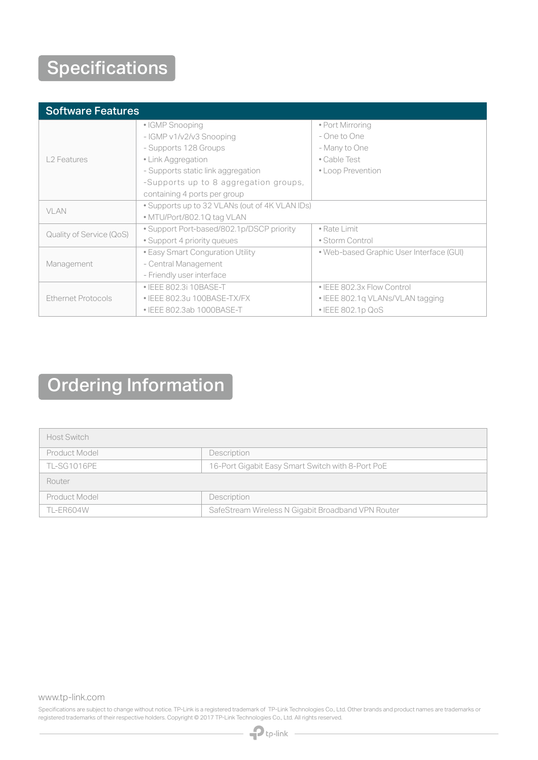# Specifications

## Software Features

| | | |
|---|---|---|
| L2 Features | • IGMP Snooping<br>- IGMP v1/v2/v3 Snooping<br>- Supports 128 Groups<br>• Link Aggregation<br>- Supports static link aggregation<br>-Supports up to 8 aggregation groups, containing 4 ports per group | • Port Mirroring<br>- One to One<br>- Many to One<br>• Cable Test<br>• Loop Prevention |
| VLAN | • Supports up to 32 VLANs (out of 4K VLAN IDs)<br>• MTU/Port/802.1Q tag VLAN | |
| Quality of Service (QoS) | • Support Port-based/802.1p/DSCP priority<br>• Support 4 priority queues | • Rate Limit<br>• Storm Control |
| Management | • Easy Smart Conguration Utility<br>- Central Management<br>- Friendly user interface | • Web-based Graphic User Interface (GUI) |
| Ethernet Protocols | • IEEE 802.3i 10BASE-T<br>• IEEE 802.3u 100BASE-TX/FX<br>• IEEE 802.3ab 1000BASE-T | • IEEE 802.3x Flow Control<br>• IEEE 802.1q VLANs/VLAN tagging<br>• IEEE 802.1p QoS |

# Ordering Information

| Host Switch | |
|---|---|
| Product Model | Description |
| TL-SG1016PE | 16-Port Gigabit Easy Smart Switch with 8-Port PoE |
| Router | |
| Product Model | Description |
| TL-ER604W | SafeStream Wireless N Gigabit Broadband VPN Router |

www.tp-link.com

Specifications are subject to change without notice. TP-Link is a registered trademark of TP-Link Technologies Co., Ltd. Other brands and product names are trademarks or registered trademarks of their respective holders. Copyright © 2017 TP-Link Technologies Co., Ltd. All rights reserved.